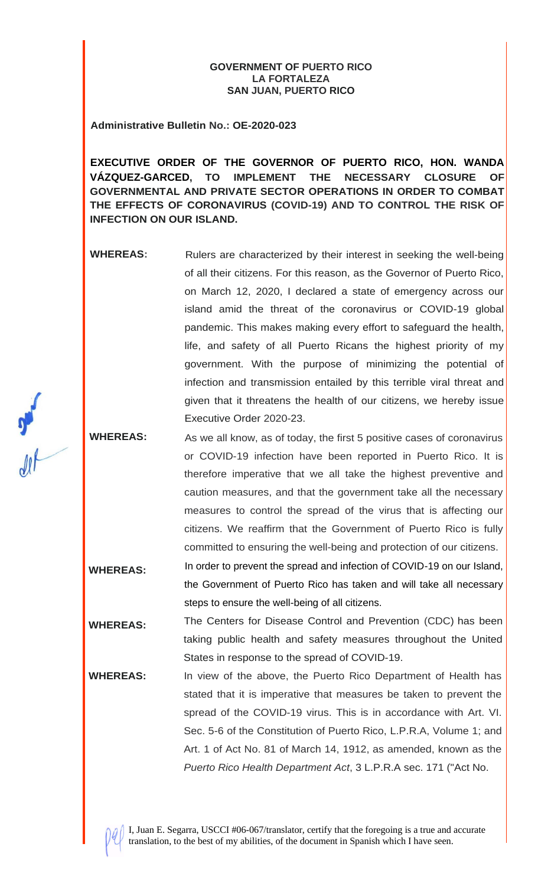**GOVERNMENT OF PUERTO RICO**
**LA FORTALEZA**
**SAN JUAN, PUERTO RICO**

**Administrative Bulletin No.: OE-2020-023**

**EXECUTIVE ORDER OF THE GOVERNOR OF PUERTO RICO, HON. WANDA VÁZQUEZ-GARCED, TO IMPLEMENT THE NECESSARY CLOSURE OF GOVERNMENTAL AND PRIVATE SECTOR OPERATIONS IN ORDER TO COMBAT THE EFFECTS OF CORONAVIRUS (COVID-19) AND TO CONTROL THE RISK OF INFECTION ON OUR ISLAND.**

**WHEREAS:** Rulers are characterized by their interest in seeking the well-being of all their citizens. For this reason, as the Governor of Puerto Rico, on March 12, 2020, I declared a state of emergency across our island amid the threat of the coronavirus or COVID-19 global pandemic. This makes making every effort to safeguard the health, life, and safety of all Puerto Ricans the highest priority of my government. With the purpose of minimizing the potential of infection and transmission entailed by this terrible viral threat and given that it threatens the health of our citizens, we hereby issue Executive Order 2020-23.

**WHEREAS:** As we all know, as of today, the first 5 positive cases of coronavirus or COVID-19 infection have been reported in Puerto Rico. It is therefore imperative that we all take the highest preventive and caution measures, and that the government take all the necessary measures to control the spread of the virus that is affecting our citizens. We reaffirm that the Government of Puerto Rico is fully committed to ensuring the well-being and protection of our citizens.

**WHEREAS:** In order to prevent the spread and infection of COVID-19 on our Island, the Government of Puerto Rico has taken and will take all necessary steps to ensure the well-being of all citizens.

**WHEREAS:** The Centers for Disease Control and Prevention (CDC) has been taking public health and safety measures throughout the United States in response to the spread of COVID-19.

**WHEREAS:** In view of the above, the Puerto Rico Department of Health has stated that it is imperative that measures be taken to prevent the spread of the COVID-19 virus. This is in accordance with Art. VI. Sec. 5-6 of the Constitution of Puerto Rico, L.P.R.A, Volume 1; and Art. 1 of Act No. 81 of March 14, 1912, as amended, known as the *Puerto Rico Health Department Act*, 3 L.P.R.A sec. 171 ("Act No.

I, Juan E. Segarra, USCCI #06-067/translator, certify that the foregoing is a true and accurate translation, to the best of my abilities, of the document in Spanish which I have seen.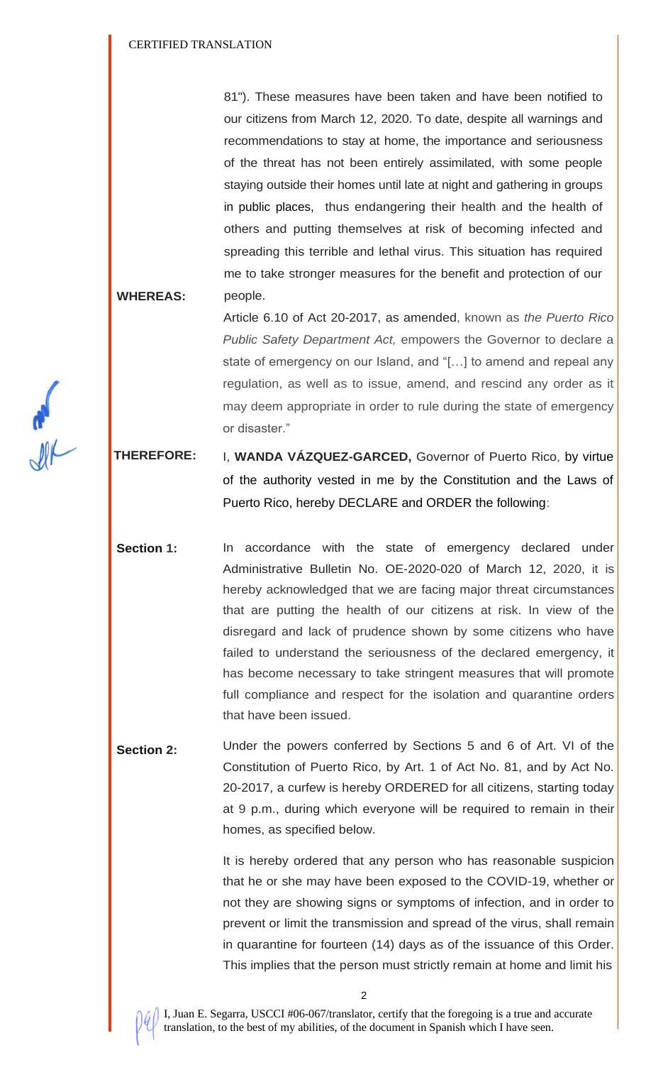81"). These measures have been taken and have been notified to our citizens from March 12, 2020. To date, despite all warnings and recommendations to stay at home, the importance and seriousness of the threat has not been entirely assimilated, with some people staying outside their homes until late at night and gathering in groups in public places, thus endangering their health and the health of others and putting themselves at risk of becoming infected and spreading this terrible and lethal virus. This situation has required me to take stronger measures for the benefit and protection of our people.

**WHEREAS:** Article 6.10 of Act 20-2017, as amended, known as *the Puerto Rico Public Safety Department Act,* empowers the Governor to declare a state of emergency on our Island, and "[…] to amend and repeal any regulation, as well as to issue, amend, and rescind any order as it may deem appropriate in order to rule during the state of emergency or disaster."

**THEREFORE:** I, **WANDA VÁZQUEZ-GARCED,** Governor of Puerto Rico, by virtue of the authority vested in me by the Constitution and the Laws of Puerto Rico, hereby DECLARE and ORDER the following:

**Section 1:** In accordance with the state of emergency declared under Administrative Bulletin No. OE-2020-020 of March 12, 2020, it is hereby acknowledged that we are facing major threat circumstances that are putting the health of our citizens at risk. In view of the disregard and lack of prudence shown by some citizens who have failed to understand the seriousness of the declared emergency, it has become necessary to take stringent measures that will promote full compliance and respect for the isolation and quarantine orders that have been issued.

**Section 2:** Under the powers conferred by Sections 5 and 6 of Art. VI of the Constitution of Puerto Rico, by Art. 1 of Act No. 81, and by Act No. 20-2017, a curfew is hereby ORDERED for all citizens, starting today at 9 p.m., during which everyone will be required to remain in their homes, as specified below.

It is hereby ordered that any person who has reasonable suspicion that he or she may have been exposed to the COVID-19, whether or not they are showing signs or symptoms of infection, and in order to prevent or limit the transmission and spread of the virus, shall remain in quarantine for fourteen (14) days as of the issuance of this Order. This implies that the person must strictly remain at home and limit his

I, Juan E. Segarra, USCCI #06-067/translator, certify that the foregoing is a true and accurate translation, to the best of my abilities, of the document in Spanish which I have seen.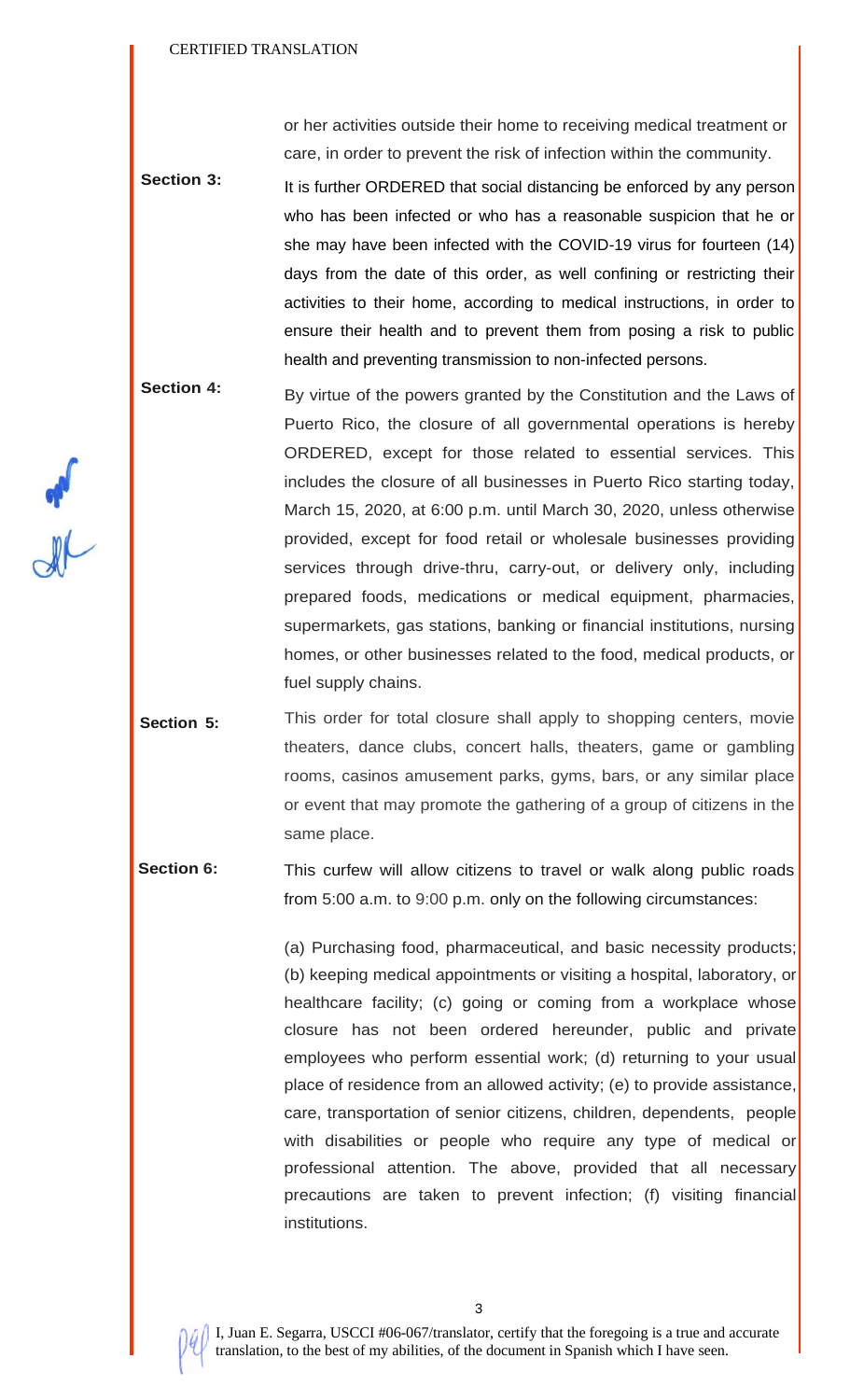or her activities outside their home to receiving medical treatment or care, in order to prevent the risk of infection within the community.

**Section 3:** It is further ORDERED that social distancing be enforced by any person who has been infected or who has a reasonable suspicion that he or she may have been infected with the COVID-19 virus for fourteen (14) days from the date of this order, as well confining or restricting their activities to their home, according to medical instructions, in order to ensure their health and to prevent them from posing a risk to public health and preventing transmission to non-infected persons.

**Section 4:** By virtue of the powers granted by the Constitution and the Laws of Puerto Rico, the closure of all governmental operations is hereby ORDERED, except for those related to essential services. This includes the closure of all businesses in Puerto Rico starting today, March 15, 2020, at 6:00 p.m. until March 30, 2020, unless otherwise provided, except for food retail or wholesale businesses providing services through drive-thru, carry-out, or delivery only, including prepared foods, medications or medical equipment, pharmacies, supermarkets, gas stations, banking or financial institutions, nursing homes, or other businesses related to the food, medical products, or fuel supply chains.

**Section 5:** This order for total closure shall apply to shopping centers, movie theaters, dance clubs, concert halls, theaters, game or gambling rooms, casinos amusement parks, gyms, bars, or any similar place or event that may promote the gathering of a group of citizens in the same place.

**Section 6:** This curfew will allow citizens to travel or walk along public roads from 5:00 a.m. to 9:00 p.m. only on the following circumstances:

(a) Purchasing food, pharmaceutical, and basic necessity products; (b) keeping medical appointments or visiting a hospital, laboratory, or healthcare facility; (c) going or coming from a workplace whose closure has not been ordered hereunder, public and private employees who perform essential work; (d) returning to your usual place of residence from an allowed activity; (e) to provide assistance, care, transportation of senior citizens, children, dependents, people with disabilities or people who require any type of medical or professional attention. The above, provided that all necessary precautions are taken to prevent infection; (f) visiting financial institutions.

I, Juan E. Segarra, USCCI #06-067/translator, certify that the foregoing is a true and accurate translation, to the best of my abilities, of the document in Spanish which I have seen.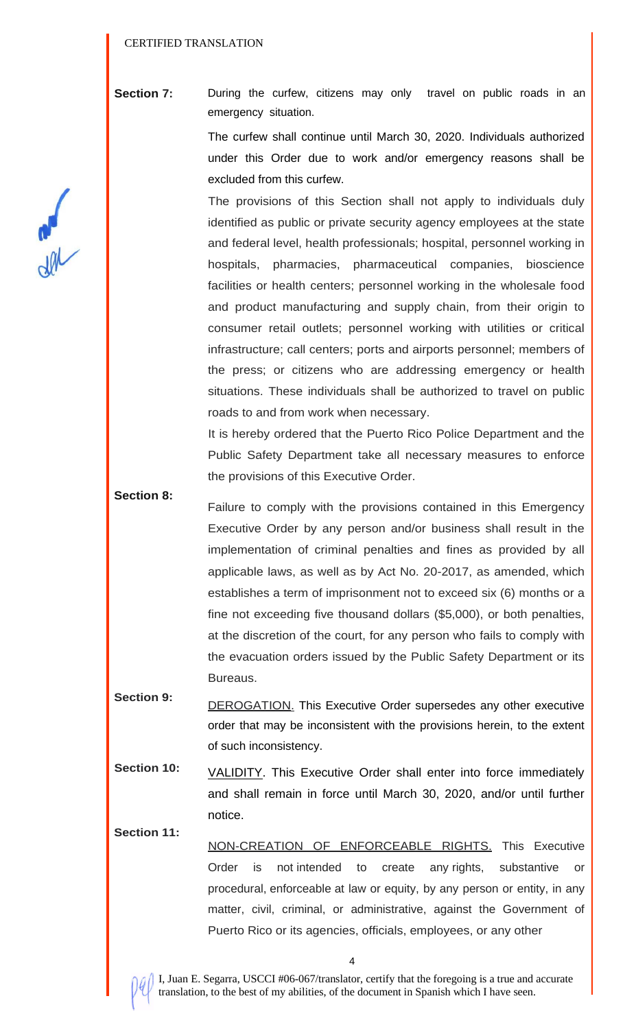CERTIFIED TRANSLATION

**Section 7:** During the curfew, citizens may only travel on public roads in an emergency situation.

The curfew shall continue until March 30, 2020. Individuals authorized under this Order due to work and/or emergency reasons shall be excluded from this curfew.

The provisions of this Section shall not apply to individuals duly identified as public or private security agency employees at the state and federal level, health professionals; hospital, personnel working in hospitals, pharmacies, pharmaceutical companies, bioscience facilities or health centers; personnel working in the wholesale food and product manufacturing and supply chain, from their origin to consumer retail outlets; personnel working with utilities or critical infrastructure; call centers; ports and airports personnel; members of the press; or citizens who are addressing emergency or health situations. These individuals shall be authorized to travel on public roads to and from work when necessary.

It is hereby ordered that the Puerto Rico Police Department and the Public Safety Department take all necessary measures to enforce the provisions of this Executive Order.

**Section 8:** Failure to comply with the provisions contained in this Emergency Executive Order by any person and/or business shall result in the implementation of criminal penalties and fines as provided by all applicable laws, as well as by Act No. 20-2017, as amended, which establishes a term of imprisonment not to exceed six (6) months or a fine not exceeding five thousand dollars ($5,000), or both penalties, at the discretion of the court, for any person who fails to comply with the evacuation orders issued by the Public Safety Department or its Bureaus.

**Section 9:** DEROGATION. This Executive Order supersedes any other executive order that may be inconsistent with the provisions herein, to the extent of such inconsistency.

**Section 10:** VALIDITY. This Executive Order shall enter into force immediately and shall remain in force until March 30, 2020, and/or until further notice.

**Section 11:** NON-CREATION OF ENFORCEABLE RIGHTS. This Executive Order is not intended to create any rights, substantive or procedural, enforceable at law or equity, by any person or entity, in any matter, civil, criminal, or administrative, against the Government of Puerto Rico or its agencies, officials, employees, or any other

I, Juan E. Segarra, USCCI #06-067/translator, certify that the foregoing is a true and accurate translation, to the best of my abilities, of the document in Spanish which I have seen.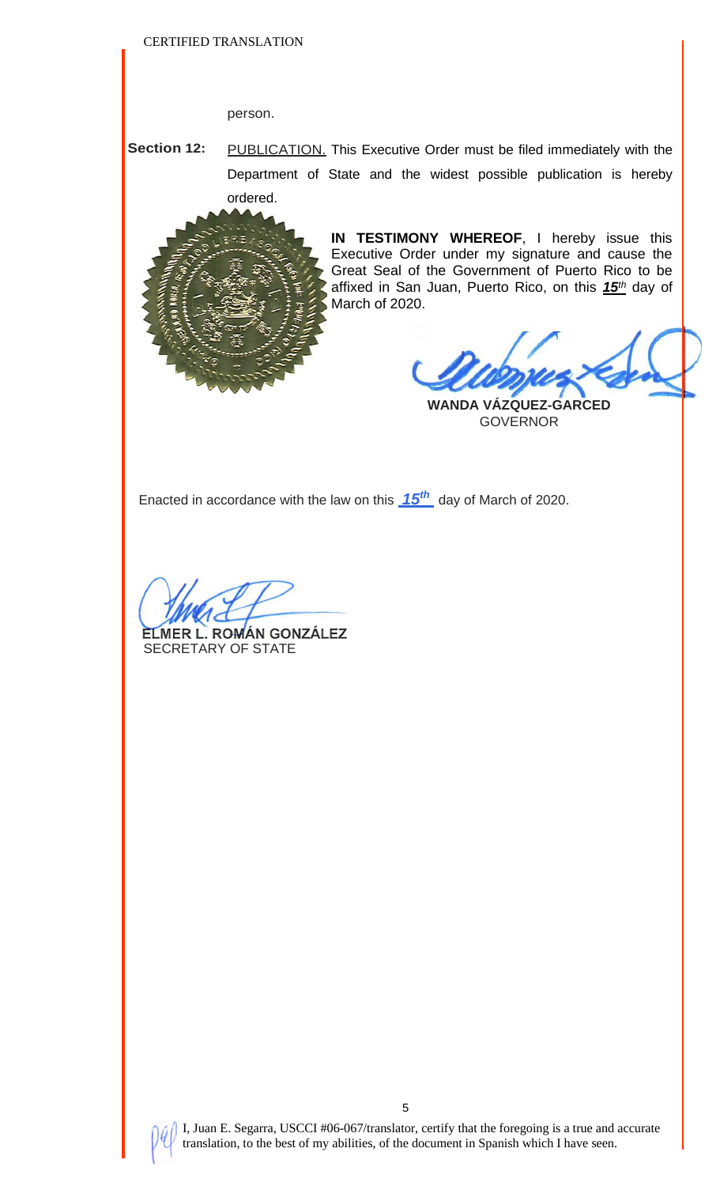CERTIFIED TRANSLATION

person.

**Section 12:** PUBLICATION. This Executive Order must be filed immediately with the Department of State and the widest possible publication is hereby ordered.

**IN TESTIMONY WHEREOF**, I hereby issue this Executive Order under my signature and cause the Great Seal of the Government of Puerto Rico to be affixed in San Juan, Puerto Rico, on this ***15th*** day of March of 2020.

**WANDA VÁZQUEZ-GARCED**
GOVERNOR

Enacted in accordance with the law on this ***15th*** day of March of 2020.

**ELMER L. ROMÁN GONZÁLEZ**
SECRETARY OF STATE

I, Juan E. Segarra, USCCI #06-067/translator, certify that the foregoing is a true and accurate translation, to the best of my abilities, of the document in Spanish which I have seen.